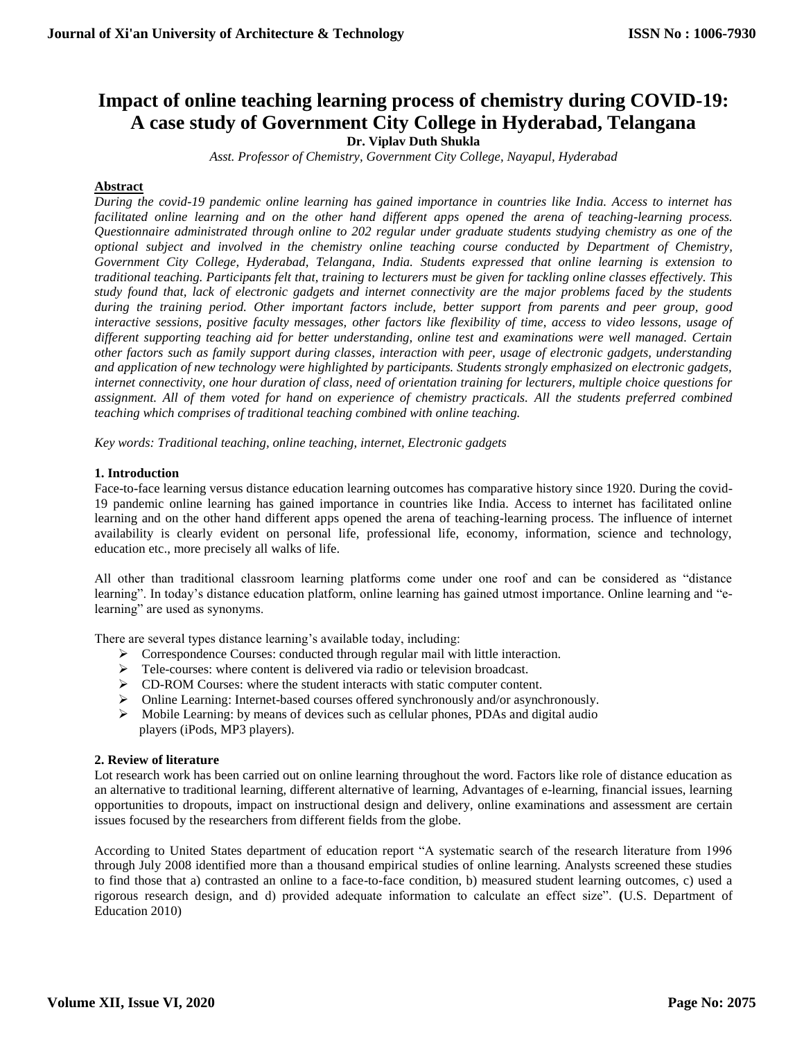# Impact of online teaching learning process of chemistry during COVID-19: A case study of Government City College in Hyderabad, Telangana

**Dr. Viplav Duth Shukla**

*Asst. Professor of Chemistry, Government City College, Nayapul, Hyderabad*

## Abstract

*During the covid-19 pandemic online learning has gained importance in countries like India. Access to internet has facilitated online learning and on the other hand different apps opened the arena of teaching-learning process. Questionnaire administrated through online to 202 regular under graduate students studying chemistry as one of the optional subject and involved in the chemistry online teaching course conducted by Department of Chemistry, Government City College, Hyderabad, Telangana, India. Students expressed that online learning is extension to traditional teaching. Participants felt that, training to lecturers must be given for tackling online classes effectively. This study found that, lack of electronic gadgets and internet connectivity are the major problems faced by the students during the training period. Other important factors include, better support from parents and peer group, good interactive sessions, positive faculty messages, other factors like flexibility of time, access to video lessons, usage of different supporting teaching aid for better understanding, online test and examinations were well managed. Certain other factors such as family support during classes, interaction with peer, usage of electronic gadgets, understanding and application of new technology were highlighted by participants. Students strongly emphasized on electronic gadgets, internet connectivity, one hour duration of class, need of orientation training for lecturers, multiple choice questions for assignment. All of them voted for hand on experience of chemistry practicals. All the students preferred combined teaching which comprises of traditional teaching combined with online teaching.*

*Key words: Traditional teaching, online teaching, internet, Electronic gadgets*

## 1. Introduction

Face-to-face learning versus distance education learning outcomes has comparative history since 1920. During the covid-19 pandemic online learning has gained importance in countries like India. Access to internet has facilitated online learning and on the other hand different apps opened the arena of teaching-learning process. The influence of internet availability is clearly evident on personal life, professional life, economy, information, science and technology, education etc., more precisely all walks of life.

All other than traditional classroom learning platforms come under one roof and can be considered as "distance learning". In today's distance education platform, online learning has gained utmost importance. Online learning and "e-learning" are used as synonyms.

There are several types distance learning's available today, including:

- Correspondence Courses: conducted through regular mail with little interaction.
- Tele-courses: where content is delivered via radio or television broadcast.
- CD-ROM Courses: where the student interacts with static computer content.
- Online Learning: Internet-based courses offered synchronously and/or asynchronously.
- Mobile Learning: by means of devices such as cellular phones, PDAs and digital audio players (iPods, MP3 players).

## 2. Review of literature

Lot research work has been carried out on online learning throughout the word. Factors like role of distance education as an alternative to traditional learning, different alternative of learning, Advantages of e-learning, financial issues, learning opportunities to dropouts, impact on instructional design and delivery, online examinations and assessment are certain issues focused by the researchers from different fields from the globe.

According to United States department of education report "A systematic search of the research literature from 1996 through July 2008 identified more than a thousand empirical studies of online learning. Analysts screened these studies to find those that a) contrasted an online to a face-to-face condition, b) measured student learning outcomes, c) used a rigorous research design, and d) provided adequate information to calculate an effect size". **(**U.S. Department of Education 2010)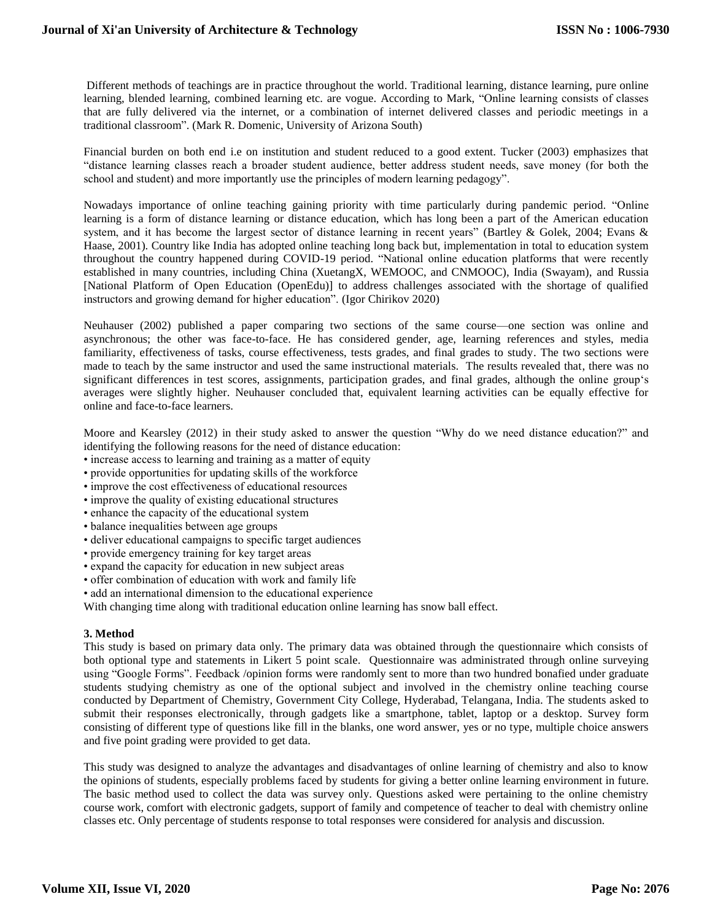Different methods of teachings are in practice throughout the world. Traditional learning, distance learning, pure online learning, blended learning, combined learning etc. are vogue. According to Mark, "Online learning consists of classes that are fully delivered via the internet, or a combination of internet delivered classes and periodic meetings in a traditional classroom". (Mark R. Domenic, University of Arizona South)

Financial burden on both end i.e on institution and student reduced to a good extent. Tucker (2003) emphasizes that "distance learning classes reach a broader student audience, better address student needs, save money (for both the school and student) and more importantly use the principles of modern learning pedagogy".

Nowadays importance of online teaching gaining priority with time particularly during pandemic period. "Online learning is a form of distance learning or distance education, which has long been a part of the American education system, and it has become the largest sector of distance learning in recent years" (Bartley & Golek, 2004; Evans & Haase, 2001). Country like India has adopted online teaching long back but, implementation in total to education system throughout the country happened during COVID-19 period. "National online education platforms that were recently established in many countries, including China (XuetangX, WEMOOC, and CNMOOC), India (Swayam), and Russia [National Platform of Open Education (OpenEdu)] to address challenges associated with the shortage of qualified instructors and growing demand for higher education". (Igor Chirikov 2020)

Neuhauser (2002) published a paper comparing two sections of the same course—one section was online and asynchronous; the other was face-to-face. He has considered gender, age, learning references and styles, media familiarity, effectiveness of tasks, course effectiveness, tests grades, and final grades to study. The two sections were made to teach by the same instructor and used the same instructional materials. The results revealed that, there was no significant differences in test scores, assignments, participation grades, and final grades, although the online group's averages were slightly higher. Neuhauser concluded that, equivalent learning activities can be equally effective for online and face-to-face learners.

Moore and Kearsley (2012) in their study asked to answer the question "Why do we need distance education?" and identifying the following reasons for the need of distance education:

- increase access to learning and training as a matter of equity
- provide opportunities for updating skills of the workforce
- improve the cost effectiveness of educational resources
- improve the quality of existing educational structures
- enhance the capacity of the educational system
- balance inequalities between age groups
- deliver educational campaigns to specific target audiences
- provide emergency training for key target areas
- expand the capacity for education in new subject areas
- offer combination of education with work and family life
- add an international dimension to the educational experience

With changing time along with traditional education online learning has snow ball effect.

**3. Method**

This study is based on primary data only. The primary data was obtained through the questionnaire which consists of both optional type and statements in Likert 5 point scale. Questionnaire was administrated through online surveying using "Google Forms". Feedback /opinion forms were randomly sent to more than two hundred bonafied under graduate students studying chemistry as one of the optional subject and involved in the chemistry online teaching course conducted by Department of Chemistry, Government City College, Hyderabad, Telangana, India. The students asked to submit their responses electronically, through gadgets like a smartphone, tablet, laptop or a desktop. Survey form consisting of different type of questions like fill in the blanks, one word answer, yes or no type, multiple choice answers and five point grading were provided to get data.

This study was designed to analyze the advantages and disadvantages of online learning of chemistry and also to know the opinions of students, especially problems faced by students for giving a better online learning environment in future. The basic method used to collect the data was survey only. Questions asked were pertaining to the online chemistry course work, comfort with electronic gadgets, support of family and competence of teacher to deal with chemistry online classes etc. Only percentage of students response to total responses were considered for analysis and discussion.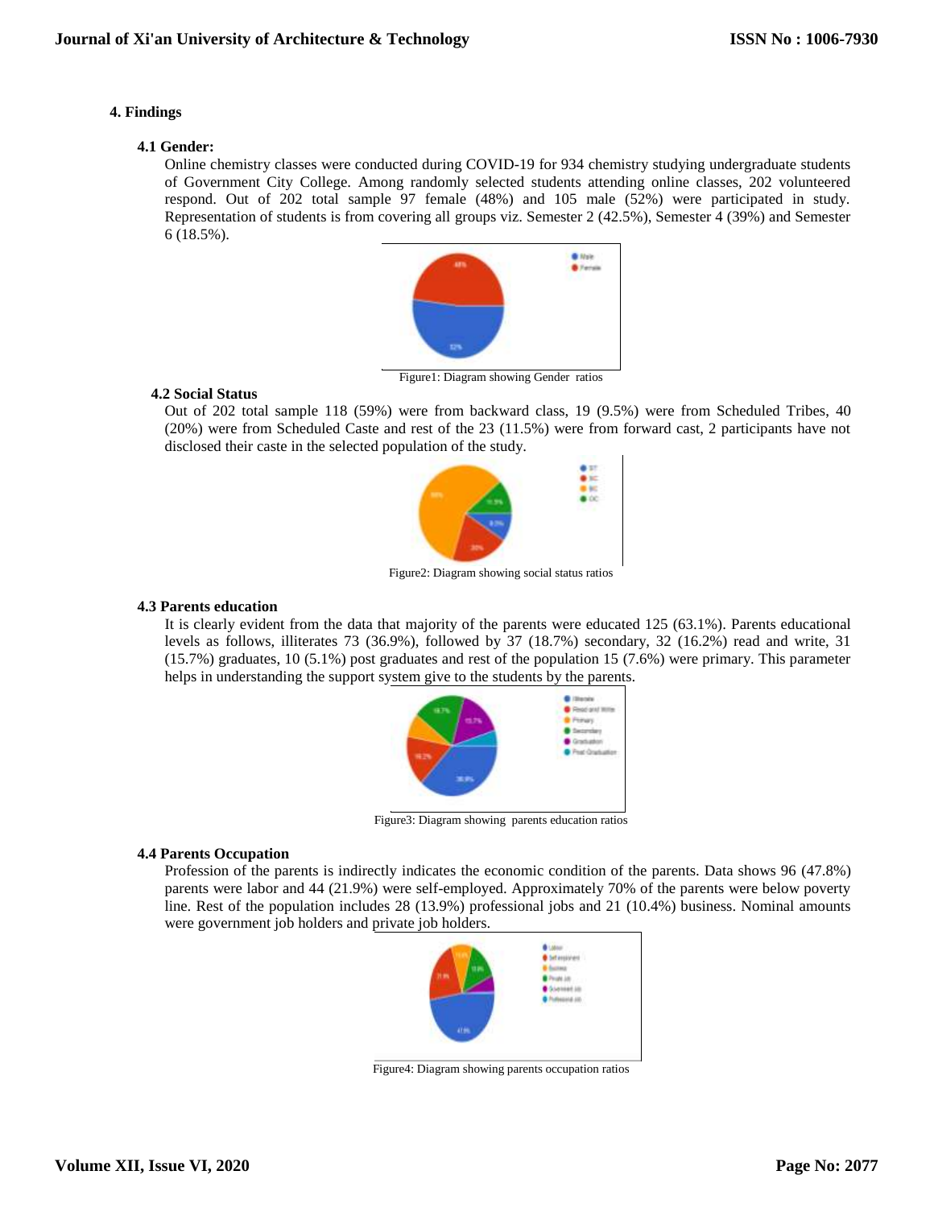## 4. Findings

### 4.1 Gender:

Online chemistry classes were conducted during COVID-19 for 934 chemistry studying undergraduate students of Government City College. Among randomly selected students attending online classes, 202 volunteered respond. Out of 202 total sample 97 female (48%) and 105 male (52%) were participated in study. Representation of students is from covering all groups viz. Semester 2 (42.5%), Semester 4 (39%) and Semester 6 (18.5%).

Figure1: Diagram showing Gender ratios

### 4.2 Social Status

Out of 202 total sample 118 (59%) were from backward class, 19 (9.5%) were from Scheduled Tribes, 40 (20%) were from Scheduled Caste and rest of the 23 (11.5%) were from forward cast, 2 participants have not disclosed their caste in the selected population of the study.

Figure2: Diagram showing social status ratios

### 4.3 Parents education

It is clearly evident from the data that majority of the parents were educated 125 (63.1%). Parents educational levels as follows, illiterates 73 (36.9%), followed by 37 (18.7%) secondary, 32 (16.2%) read and write, 31 (15.7%) graduates, 10 (5.1%) post graduates and rest of the population 15 (7.6%) were primary. This parameter helps in understanding the support system give to the students by the parents.

Figure3: Diagram showing parents education ratios

### 4.4 Parents Occupation

Profession of the parents is indirectly indicates the economic condition of the parents. Data shows 96 (47.8%) parents were labor and 44 (21.9%) were self-employed. Approximately 70% of the parents were below poverty line. Rest of the population includes 28 (13.9%) professional jobs and 21 (10.4%) business. Nominal amounts were government job holders and private job holders.

Figure4: Diagram showing parents occupation ratios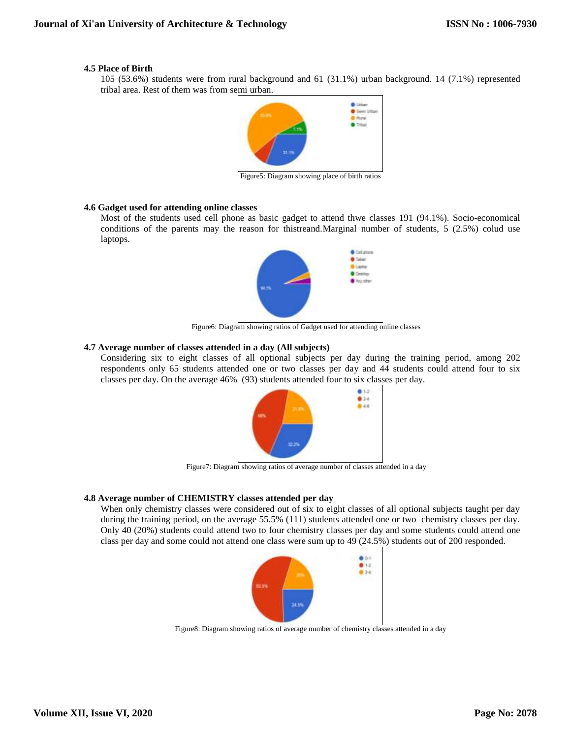### 4.5 Place of Birth

105 (53.6%) students were from rural background and 61 (31.1%) urban background. 14 (7.1%) represented tribal area. Rest of them was from semi urban.

Figure5: Diagram showing place of birth ratios

### 4.6 Gadget used for attending online classes

Most of the students used cell phone as basic gadget to attend thwe classes 191 (94.1%). Socio-economical conditions of the parents may the reason for thistreand.Marginal number of students, 5 (2.5%) colud use laptops.

Figure6: Diagram showing ratios of Gadget used for attending online classes

### 4.7 Average number of classes attended in a day (All subjects)

Considering six to eight classes of all optional subjects per day during the training period, among 202 respondents only 65 students attended one or two classes per day and 44 students could attend four to six classes per day. On the average 46% (93) students attended four to six classes per day.

Figure7: Diagram showing ratios of average number of classes attended in a day

### 4.8 Average number of CHEMISTRY classes attended per day

When only chemistry classes were considered out of six to eight classes of all optional subjects taught per day during the training period, on the average 55.5% (111) students attended one or two chemistry classes per day. Only 40 (20%) students could attend two to four chemistry classes per day and some students could attend one class per day and some could not attend one class were sum up to 49 (24.5%) students out of 200 responded.

Figure8: Diagram showing ratios of average number of chemistry classes attended in a day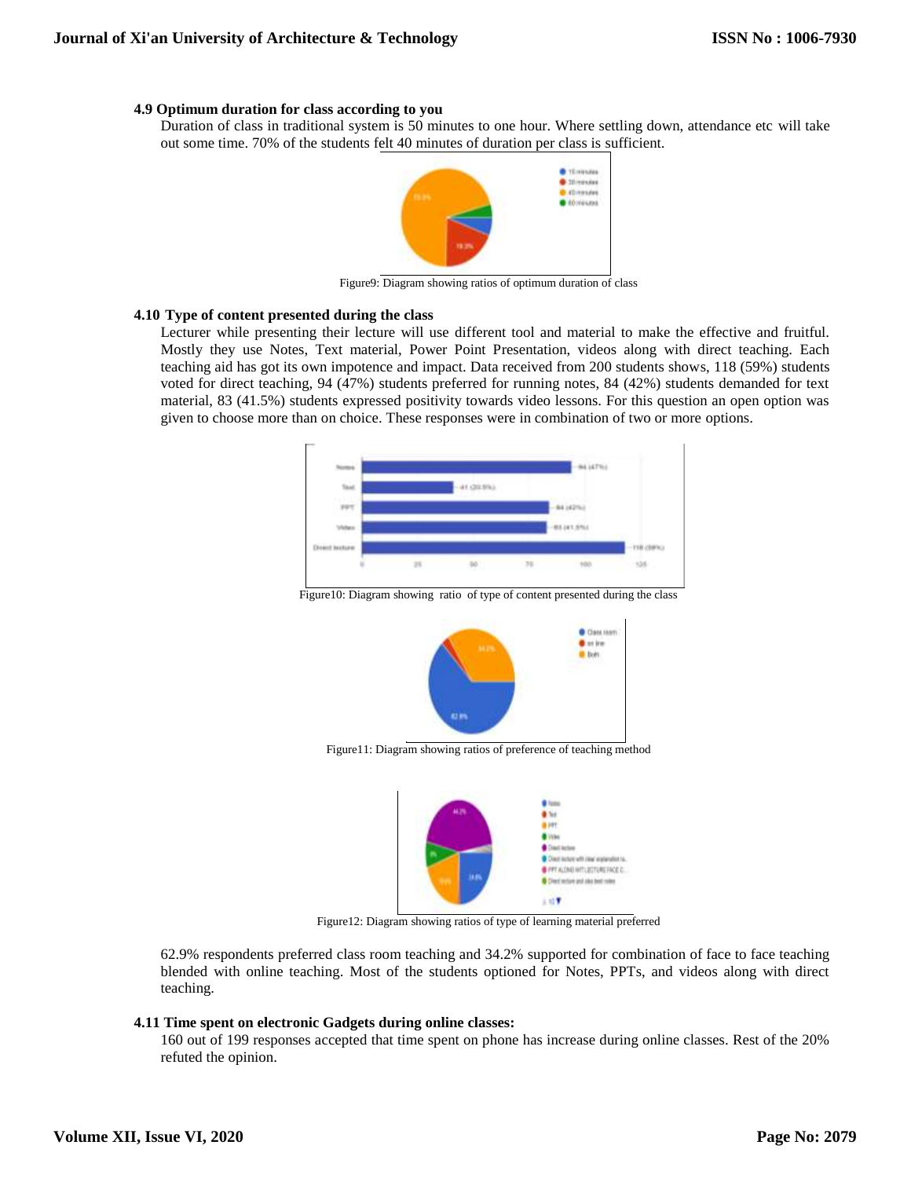### 4.9 Optimum duration for class according to you

Duration of class in traditional system is 50 minutes to one hour. Where settling down, attendance etc will take out some time. 70% of the students felt 40 minutes of duration per class is sufficient.

Figure9: Diagram showing ratios of optimum duration of class

### 4.10 Type of content presented during the class

Lecturer while presenting their lecture will use different tool and material to make the effective and fruitful. Mostly they use Notes, Text material, Power Point Presentation, videos along with direct teaching. Each teaching aid has got its own impotence and impact. Data received from 200 students shows, 118 (59%) students voted for direct teaching, 94 (47%) students preferred for running notes, 84 (42%) students demanded for text material, 83 (41.5%) students expressed positivity towards video lessons. For this question an open option was given to choose more than on choice. These responses were in combination of two or more options.

Figure10: Diagram showing ratio of type of content presented during the class

Figure11: Diagram showing ratios of preference of teaching method

Figure12: Diagram showing ratios of type of learning material preferred

62.9% respondents preferred class room teaching and 34.2% supported for combination of face to face teaching blended with online teaching. Most of the students optioned for Notes, PPTs, and videos along with direct teaching.

### 4.11 Time spent on electronic Gadgets during online classes:

160 out of 199 responses accepted that time spent on phone has increase during online classes. Rest of the 20% refuted the opinion.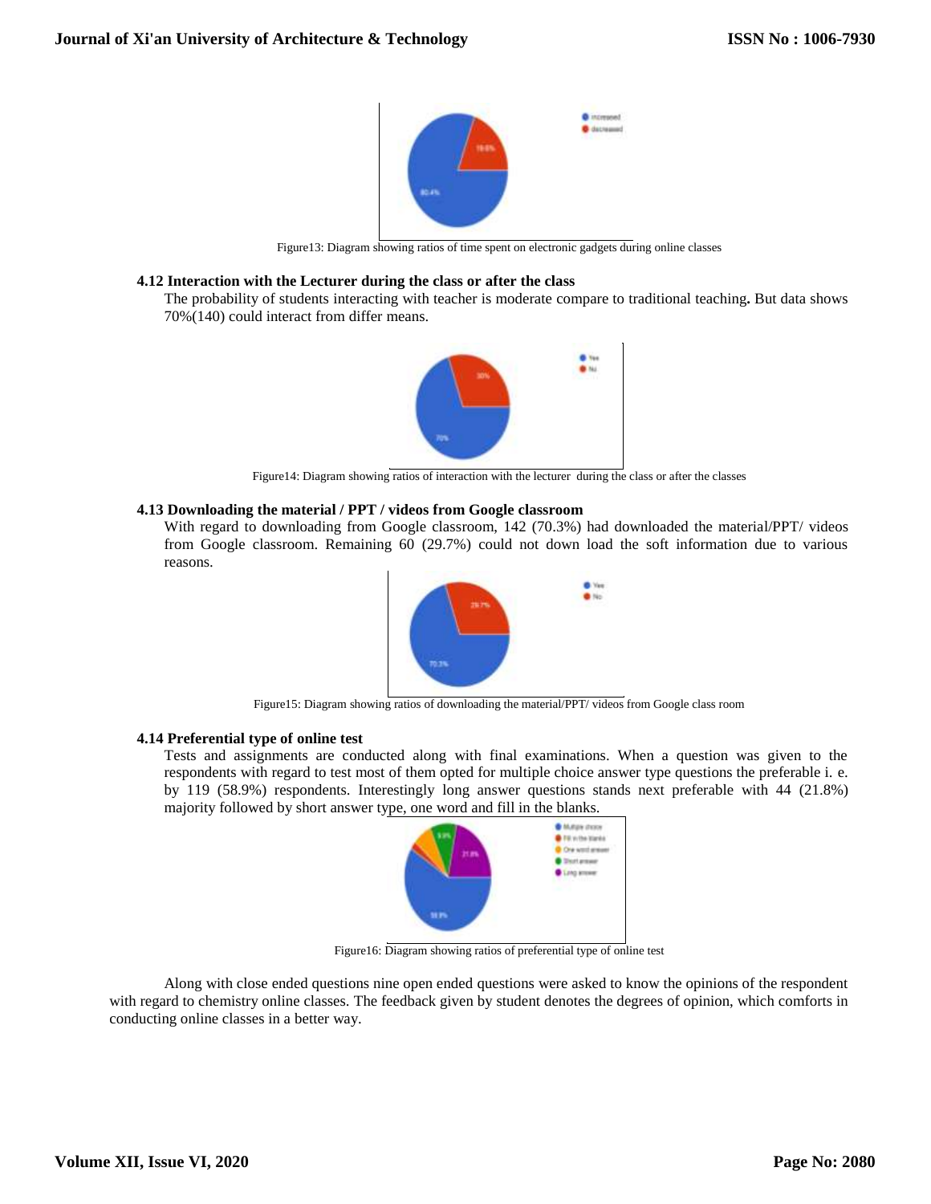Figure13: Diagram showing ratios of time spent on electronic gadgets during online classes

### 4.12 Interaction with the Lecturer during the class or after the class

The probability of students interacting with teacher is moderate compare to traditional teaching**.** But data shows 70%(140) could interact from differ means.

Figure14: Diagram showing ratios of interaction with the lecturer during the class or after the classes

### 4.13 Downloading the material / PPT / videos from Google classroom

With regard to downloading from Google classroom, 142 (70.3%) had downloaded the material/PPT/ videos from Google classroom. Remaining 60 (29.7%) could not down load the soft information due to various reasons.

Figure15: Diagram showing ratios of downloading the material/PPT/ videos from Google class room

### 4.14 Preferential type of online test

Tests and assignments are conducted along with final examinations. When a question was given to the respondents with regard to test most of them opted for multiple choice answer type questions the preferable i. e. by 119 (58.9%) respondents. Interestingly long answer questions stands next preferable with 44 (21.8%) majority followed by short answer type, one word and fill in the blanks.

Figure16: Diagram showing ratios of preferential type of online test

Along with close ended questions nine open ended questions were asked to know the opinions of the respondent with regard to chemistry online classes. The feedback given by student denotes the degrees of opinion, which comforts in conducting online classes in a better way.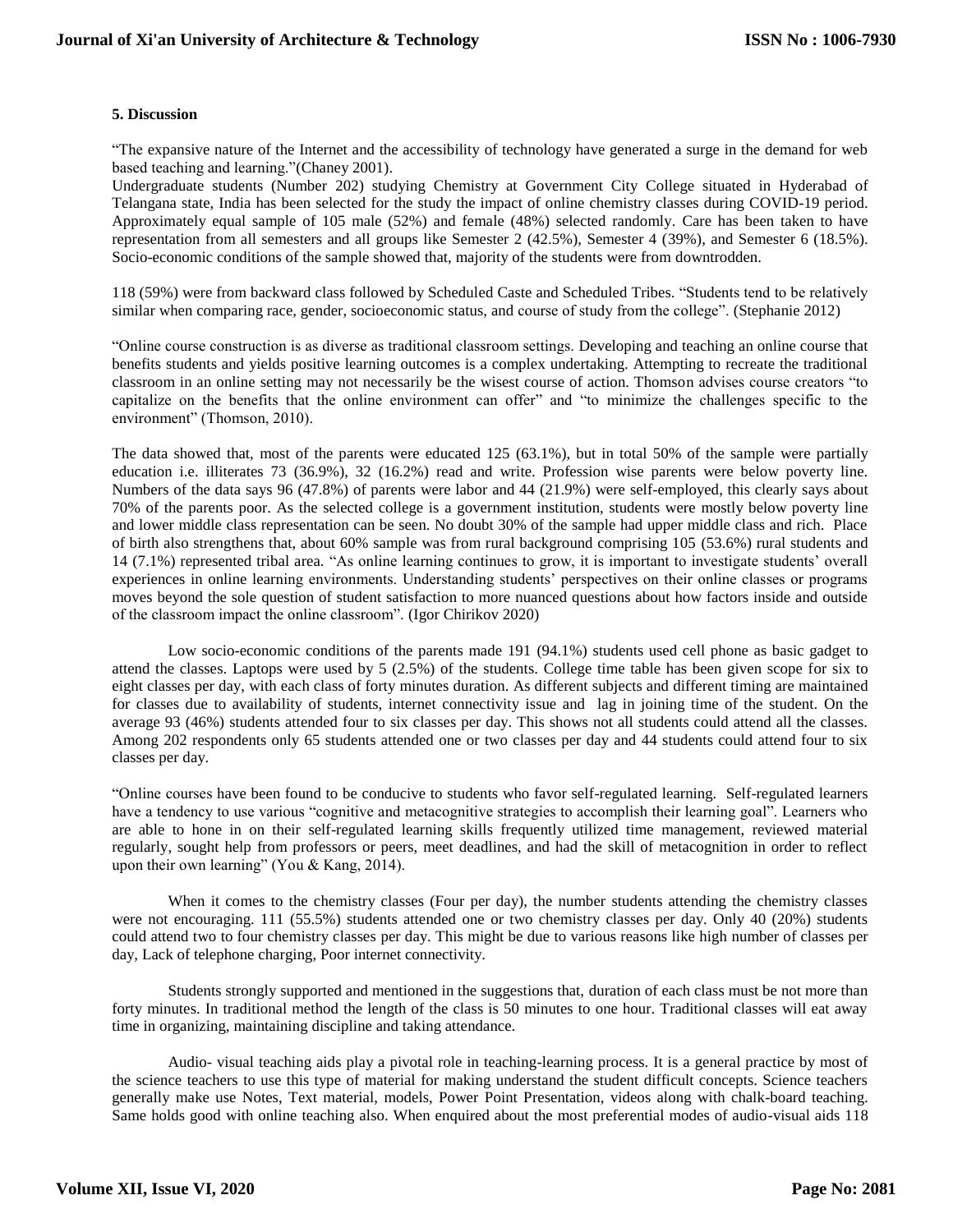### 5. Discussion

"The expansive nature of the Internet and the accessibility of technology have generated a surge in the demand for web based teaching and learning."(Chaney 2001).

Undergraduate students (Number 202) studying Chemistry at Government City College situated in Hyderabad of Telangana state, India has been selected for the study the impact of online chemistry classes during COVID-19 period. Approximately equal sample of 105 male (52%) and female (48%) selected randomly. Care has been taken to have representation from all semesters and all groups like Semester 2 (42.5%), Semester 4 (39%), and Semester 6 (18.5%). Socio-economic conditions of the sample showed that, majority of the students were from downtrodden.

118 (59%) were from backward class followed by Scheduled Caste and Scheduled Tribes. "Students tend to be relatively similar when comparing race, gender, socioeconomic status, and course of study from the college". (Stephanie 2012)

"Online course construction is as diverse as traditional classroom settings. Developing and teaching an online course that benefits students and yields positive learning outcomes is a complex undertaking. Attempting to recreate the traditional classroom in an online setting may not necessarily be the wisest course of action. Thomson advises course creators "to capitalize on the benefits that the online environment can offer" and "to minimize the challenges specific to the environment" (Thomson, 2010).

The data showed that, most of the parents were educated 125 (63.1%), but in total 50% of the sample were partially education i.e. illiterates 73 (36.9%), 32 (16.2%) read and write. Profession wise parents were below poverty line. Numbers of the data says 96 (47.8%) of parents were labor and 44 (21.9%) were self-employed, this clearly says about 70% of the parents poor. As the selected college is a government institution, students were mostly below poverty line and lower middle class representation can be seen. No doubt 30% of the sample had upper middle class and rich. Place of birth also strengthens that, about 60% sample was from rural background comprising 105 (53.6%) rural students and 14 (7.1%) represented tribal area. "As online learning continues to grow, it is important to investigate students' overall experiences in online learning environments. Understanding students' perspectives on their online classes or programs moves beyond the sole question of student satisfaction to more nuanced questions about how factors inside and outside of the classroom impact the online classroom". (Igor Chirikov 2020)

Low socio-economic conditions of the parents made 191 (94.1%) students used cell phone as basic gadget to attend the classes. Laptops were used by 5 (2.5%) of the students. College time table has been given scope for six to eight classes per day, with each class of forty minutes duration. As different subjects and different timing are maintained for classes due to availability of students, internet connectivity issue and lag in joining time of the student. On the average 93 (46%) students attended four to six classes per day. This shows not all students could attend all the classes. Among 202 respondents only 65 students attended one or two classes per day and 44 students could attend four to six classes per day.

"Online courses have been found to be conducive to students who favor self-regulated learning. Self-regulated learners have a tendency to use various "cognitive and metacognitive strategies to accomplish their learning goal". Learners who are able to hone in on their self-regulated learning skills frequently utilized time management, reviewed material regularly, sought help from professors or peers, meet deadlines, and had the skill of metacognition in order to reflect upon their own learning" (You & Kang, 2014).

When it comes to the chemistry classes (Four per day), the number students attending the chemistry classes were not encouraging. 111 (55.5%) students attended one or two chemistry classes per day. Only 40 (20%) students could attend two to four chemistry classes per day. This might be due to various reasons like high number of classes per day, Lack of telephone charging, Poor internet connectivity.

Students strongly supported and mentioned in the suggestions that, duration of each class must be not more than forty minutes. In traditional method the length of the class is 50 minutes to one hour. Traditional classes will eat away time in organizing, maintaining discipline and taking attendance.

Audio- visual teaching aids play a pivotal role in teaching-learning process. It is a general practice by most of the science teachers to use this type of material for making understand the student difficult concepts. Science teachers generally make use Notes, Text material, models, Power Point Presentation, videos along with chalk-board teaching. Same holds good with online teaching also. When enquired about the most preferential modes of audio-visual aids 118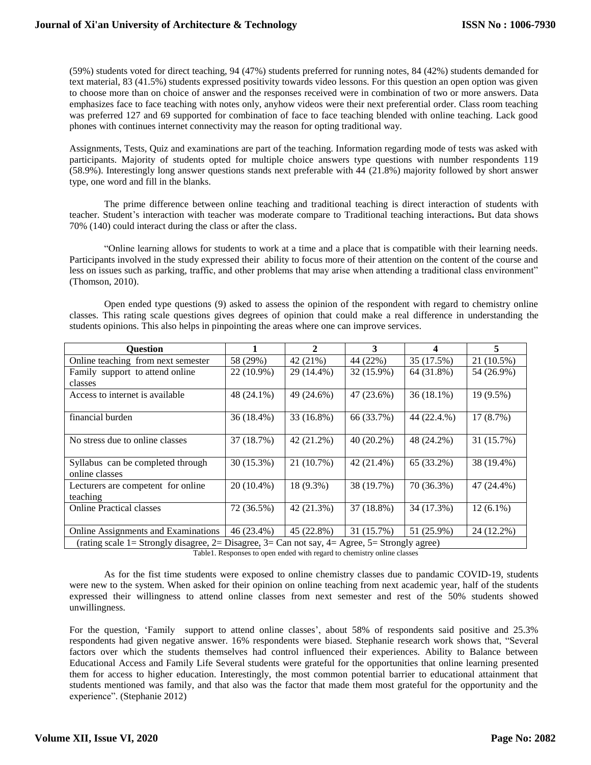(59%) students voted for direct teaching, 94 (47%) students preferred for running notes, 84 (42%) students demanded for text material, 83 (41.5%) students expressed positivity towards video lessons. For this question an open option was given to choose more than on choice of answer and the responses received were in combination of two or more answers. Data emphasizes face to face teaching with notes only, anyhow videos were their next preferential order. Class room teaching was preferred 127 and 69 supported for combination of face to face teaching blended with online teaching. Lack good phones with continues internet connectivity may the reason for opting traditional way.

Assignments, Tests, Quiz and examinations are part of the teaching. Information regarding mode of tests was asked with participants. Majority of students opted for multiple choice answers type questions with number respondents 119 (58.9%). Interestingly long answer questions stands next preferable with 44 (21.8%) majority followed by short answer type, one word and fill in the blanks.

The prime difference between online teaching and traditional teaching is direct interaction of students with teacher. Student's interaction with teacher was moderate compare to Traditional teaching interactions**.** But data shows 70% (140) could interact during the class or after the class.

"Online learning allows for students to work at a time and a place that is compatible with their learning needs. Participants involved in the study expressed their ability to focus more of their attention on the content of the course and less on issues such as parking, traffic, and other problems that may arise when attending a traditional class environment" (Thomson, 2010).

Open ended type questions (9) asked to assess the opinion of the respondent with regard to chemistry online classes. This rating scale questions gives degrees of opinion that could make a real difference in understanding the students opinions. This also helps in pinpointing the areas where one can improve services.

| Question | 1 | 2 | 3 | 4 | 5 |
|---|---|---|---|---|---|
| Online teaching from next semester | 58 (29%) | 42 (21%) | 44 (22%) | 35 (17.5%) | 21 (10.5%) |
| Family support to attend online classes | 22 (10.9%) | 29 (14.4%) | 32 (15.9%) | 64 (31.8%) | 54 (26.9%) |
| Access to internet is available | 48 (24.1%) | 49 (24.6%) | 47 (23.6%) | 36 (18.1%) | 19 (9.5%) |
| financial burden | 36 (18.4%) | 33 (16.8%) | 66 (33.7%) | 44 (22.4.%) | 17 (8.7%) |
| No stress due to online classes | 37 (18.7%) | 42 (21.2%) | 40 (20.2%) | 48 (24.2%) | 31 (15.7%) |
| Syllabus can be completed through online classes | 30 (15.3%) | 21 (10.7%) | 42 (21.4%) | 65 (33.2%) | 38 (19.4%) |
| Lecturers are competent for online teaching | 20 (10.4%) | 18 (9.3%) | 38 (19.7%) | 70 (36.3%) | 47 (24.4%) |
| Online Practical classes | 72 (36.5%) | 42 (21.3%) | 37 (18.8%) | 34 (17.3%) | 12 (6.1%) |
| Online Assignments and Examinations | 46 (23.4%) | 45 (22.8%) | 31 (15.7%) | 51 (25.9%) | 24 (12.2%) |
| (rating scale 1= Strongly disagree, 2= Disagree, 3= Can not say, 4= Agree, 5= Strongly agree) | | | | | |

Table1. Responses to open ended with regard to chemistry online classes

As for the fist time students were exposed to online chemistry classes due to pandamic COVID-19, students were new to the system. When asked for their opinion on online teaching from next academic year, half of the students expressed their willingness to attend online classes from next semester and rest of the 50% students showed unwillingness.

For the question, 'Family support to attend online classes', about 58% of respondents said positive and 25.3% respondents had given negative answer. 16% respondents were biased. Stephanie research work shows that, "Several factors over which the students themselves had control influenced their experiences. Ability to Balance between Educational Access and Family Life Several students were grateful for the opportunities that online learning presented them for access to higher education. Interestingly, the most common potential barrier to educational attainment that students mentioned was family, and that also was the factor that made them most grateful for the opportunity and the experience". (Stephanie 2012)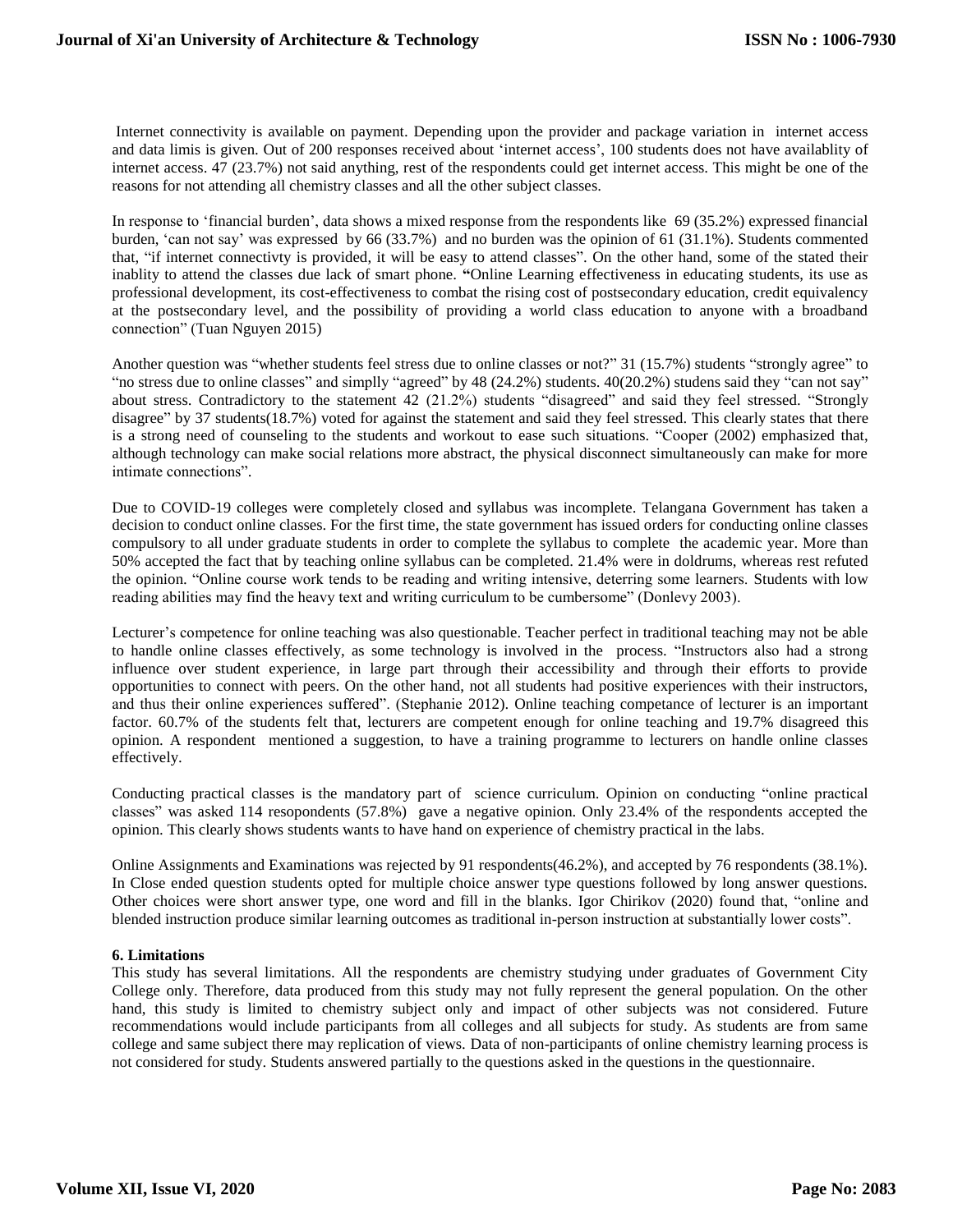Internet connectivity is available on payment. Depending upon the provider and package variation in internet access and data limis is given. Out of 200 responses received about 'internet access', 100 students does not have availablity of internet access. 47 (23.7%) not said anything, rest of the respondents could get internet access. This might be one of the reasons for not attending all chemistry classes and all the other subject classes.

In response to 'financial burden', data shows a mixed response from the respondents like 69 (35.2%) expressed financial burden, 'can not say' was expressed by 66 (33.7%) and no burden was the opinion of 61 (31.1%). Students commented that, "if internet connectivty is provided, it will be easy to attend classes". On the other hand, some of the stated their inablity to attend the classes due lack of smart phone. **"**Online Learning effectiveness in educating students, its use as professional development, its cost-effectiveness to combat the rising cost of postsecondary education, credit equivalency at the postsecondary level, and the possibility of providing a world class education to anyone with a broadband connection" (Tuan Nguyen 2015)

Another question was "whether students feel stress due to online classes or not?" 31 (15.7%) students "strongly agree" to "no stress due to online classes" and simplly "agreed" by 48 (24.2%) students. 40(20.2%) studens said they "can not say" about stress. Contradictory to the statement 42 (21.2%) students "disagreed" and said they feel stressed. "Strongly disagree" by 37 students(18.7%) voted for against the statement and said they feel stressed. This clearly states that there is a strong need of counseling to the students and workout to ease such situations. "Cooper (2002) emphasized that, although technology can make social relations more abstract, the physical disconnect simultaneously can make for more intimate connections".

Due to COVID-19 colleges were completely closed and syllabus was incomplete. Telangana Government has taken a decision to conduct online classes. For the first time, the state government has issued orders for conducting online classes compulsory to all under graduate students in order to complete the syllabus to complete the academic year. More than 50% accepted the fact that by teaching online syllabus can be completed. 21.4% were in doldrums, whereas rest refuted the opinion. "Online course work tends to be reading and writing intensive, deterring some learners. Students with low reading abilities may find the heavy text and writing curriculum to be cumbersome" (Donlevy 2003).

Lecturer's competence for online teaching was also questionable. Teacher perfect in traditional teaching may not be able to handle online classes effectively, as some technology is involved in the process. "Instructors also had a strong influence over student experience, in large part through their accessibility and through their efforts to provide opportunities to connect with peers. On the other hand, not all students had positive experiences with their instructors, and thus their online experiences suffered". (Stephanie 2012). Online teaching competance of lecturer is an important factor. 60.7% of the students felt that, lecturers are competent enough for online teaching and 19.7% disagreed this opinion. A respondent mentioned a suggestion, to have a training programme to lecturers on handle online classes effectively.

Conducting practical classes is the mandatory part of science curriculum. Opinion on conducting "online practical classes" was asked 114 resopondents (57.8%) gave a negative opinion. Only 23.4% of the respondents accepted the opinion. This clearly shows students wants to have hand on experience of chemistry practical in the labs.

Online Assignments and Examinations was rejected by 91 respondents(46.2%), and accepted by 76 respondents (38.1%). In Close ended question students opted for multiple choice answer type questions followed by long answer questions. Other choices were short answer type, one word and fill in the blanks. Igor Chirikov (2020) found that, "online and blended instruction produce similar learning outcomes as traditional in-person instruction at substantially lower costs".

## 6. Limitations

This study has several limitations. All the respondents are chemistry studying under graduates of Government City College only. Therefore, data produced from this study may not fully represent the general population. On the other hand, this study is limited to chemistry subject only and impact of other subjects was not considered. Future recommendations would include participants from all colleges and all subjects for study. As students are from same college and same subject there may replication of views. Data of non-participants of online chemistry learning process is not considered for study. Students answered partially to the questions asked in the questions in the questionnaire.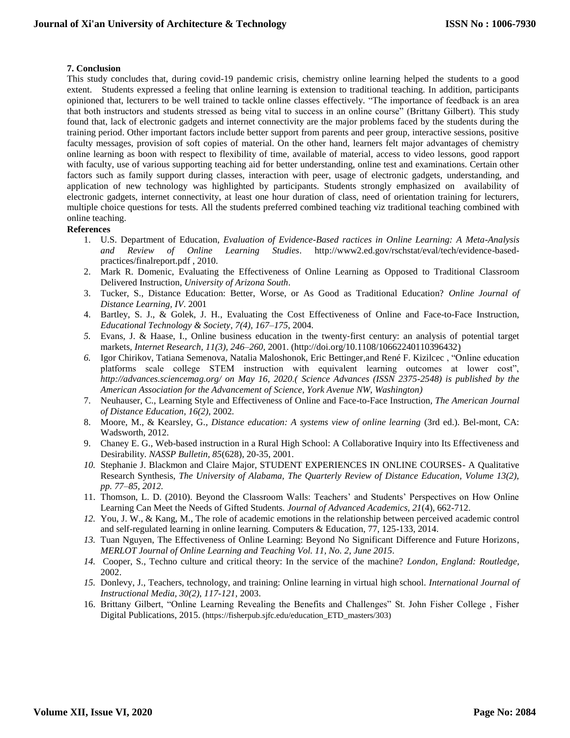### 7. Conclusion

This study concludes that, during covid-19 pandemic crisis, chemistry online learning helped the students to a good extent. Students expressed a feeling that online learning is extension to traditional teaching. In addition, participants opinioned that, lecturers to be well trained to tackle online classes effectively. "The importance of feedback is an area that both instructors and students stressed as being vital to success in an online course" (Brittany Gilbert). This study found that, lack of electronic gadgets and internet connectivity are the major problems faced by the students during the training period. Other important factors include better support from parents and peer group, interactive sessions, positive faculty messages, provision of soft copies of material. On the other hand, learners felt major advantages of chemistry online learning as boon with respect to flexibility of time, available of material, access to video lessons, good rapport with faculty, use of various supporting teaching aid for better understanding, online test and examinations. Certain other factors such as family support during classes, interaction with peer, usage of electronic gadgets, understanding, and application of new technology was highlighted by participants. Students strongly emphasized on availability of electronic gadgets, internet connectivity, at least one hour duration of class, need of orientation training for lecturers, multiple choice questions for tests. All the students preferred combined teaching viz traditional teaching combined with online teaching.

### References

1. U.S. Department of Education, *Evaluation of Evidence-Based ractices in Online Learning: A Meta-Analysis and Review of Online Learning Studies*. http://www2.ed.gov/rschstat/eval/tech/evidence-based-practices/finalreport.pdf , 2010.
2. Mark R. Domenic, Evaluating the Effectiveness of Online Learning as Opposed to Traditional Classroom Delivered Instruction, *University of Arizona South*.
3. Tucker, S., Distance Education: Better, Worse, or As Good as Traditional Education? *Online Journal of Distance Learning, IV*. 2001
4. Bartley, S. J., & Golek, J. H., Evaluating the Cost Effectiveness of Online and Face-to-Face Instruction, *Educational Technology & Society, 7(4), 167–175,* 2004.
5. Evans, J. & Haase, I., Online business education in the twenty-first century: an analysis of potential target markets, *Internet Research, 11(3), 246–260,* 2001. (http://doi.org/10.1108/10662240110396432)
6. Igor Chirikov, Tatiana Semenova, Natalia Maloshonok, Eric Bettinger,and René F. Kizilcec , "Online education platforms scale college STEM instruction with equivalent learning outcomes at lower cost", *http://advances.sciencemag.org/ on May 16, 2020.( Science Advances (ISSN 2375-2548) is published by the American Association for the Advancement of Science, York Avenue NW, Washington)*
7. Neuhauser, C., Learning Style and Effectiveness of Online and Face-to-Face Instruction, *The American Journal of Distance Education, 16(2),* 2002.
8. Moore, M., & Kearsley, G., *Distance education: A systems view of online learning* (3rd ed.). Bel-mont, CA: Wadsworth, 2012.
9. Chaney E. G., Web-based instruction in a Rural High School: A Collaborative Inquiry into Its Effectiveness and Desirability. *NASSP Bulletin, 85*(628), 20-35, 2001.
10. Stephanie J. Blackmon and Claire Major, STUDENT EXPERIENCES IN ONLINE COURSES- A Qualitative Research Synthesis, *The University of Alabama, The Quarterly Review of Distance Education, Volume 13(2), pp. 77–85, 2012.*
11. Thomson, L. D. (2010). Beyond the Classroom Walls: Teachers' and Students' Perspectives on How Online Learning Can Meet the Needs of Gifted Students. *Journal of Advanced Academics, 21*(4), 662-712.
12. You, J. W., & Kang, M., The role of academic emotions in the relationship between perceived academic control and self-regulated learning in online learning. Computers & Education, 77, 125-133, 2014.
13. Tuan Nguyen, The Effectiveness of Online Learning: Beyond No Significant Difference and Future Horizons, *MERLOT Journal of Online Learning and Teaching Vol. 11, No. 2, June 2015*.
14. Cooper, S., Techno culture and critical theory: In the service of the machine? *London, England: Routledge,* 2002.
15. Donlevy, J., Teachers, technology, and training: Online learning in virtual high school. *International Journal of Instructional Media, 30(2), 117-121,* 2003.
16. Brittany Gilbert, "Online Learning Revealing the Benefits and Challenges" St. John Fisher College , Fisher Digital Publications, 2015. (https://fisherpub.sjfc.edu/education_ETD_masters/303)